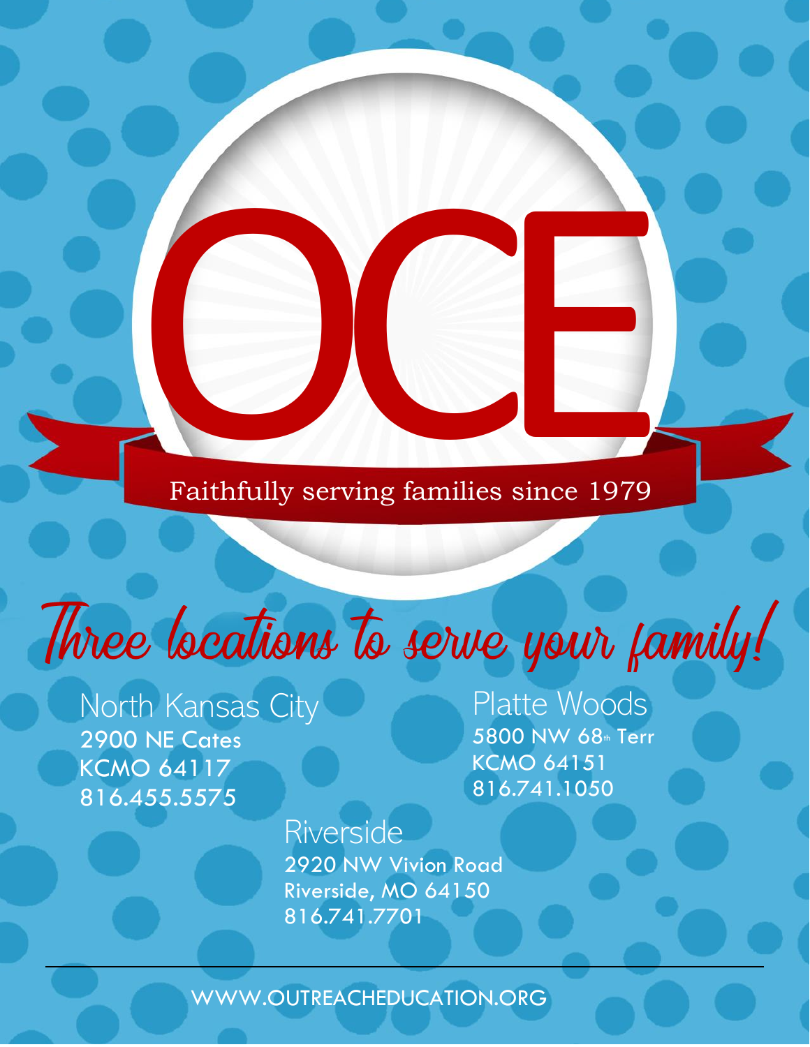# OCE

Faithfully serving families since 1979

## *Three locations to serve your family!*

### North Kansas City

2900 NE Cates
KCMO 64117
816.455.5575

### Platte Woods

5800 NW 68th Terr
KCMO 64151
816.741.1050

### Riverside

2920 NW Vivion Road
Riverside, MO 64150
816.741.7701

---

WWW.OUTREACHEDUCATION.ORG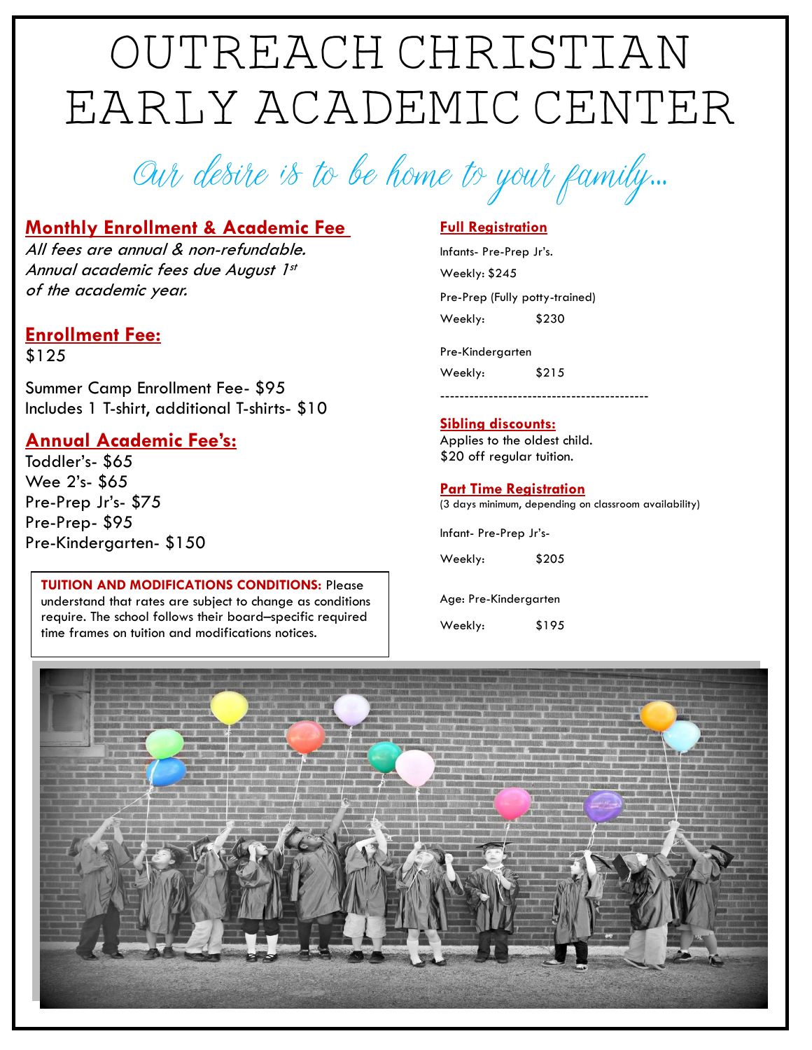# OUTREACH CHRISTIAN EARLY ACADEMIC CENTER

*Our desire is to be home to your family...*

## Monthly Enrollment & Academic Fee

*All fees are annual & non-refundable. Annual academic fees due August 1st of the academic year.*

## Enrollment Fee:

$125

Summer Camp Enrollment Fee- $95
Includes 1 T-shirt, additional T-shirts- $10

## Annual Academic Fee's:

Toddler's- $65
Wee 2's- $65
Pre-Prep Jr's- $75
Pre-Prep- $95
Pre-Kindergarten- $150

**TUITION AND MODIFICATIONS CONDITIONS:** Please understand that rates are subject to change as conditions require. The school follows their board–specific required time frames on tuition and modifications notices.

## Full Registration

Infants- Pre-Prep Jr's.
Weekly: $245

Pre-Prep (Fully potty-trained)
Weekly: $230

Pre-Kindergarten
Weekly: $215

---

## Sibling discounts:

Applies to the oldest child.
$20 off regular tuition.

## Part Time Registration

(3 days minimum, depending on classroom availability)

Infant- Pre-Prep Jr's-
Weekly: $205

Age: Pre-Kindergarten
Weekly: $195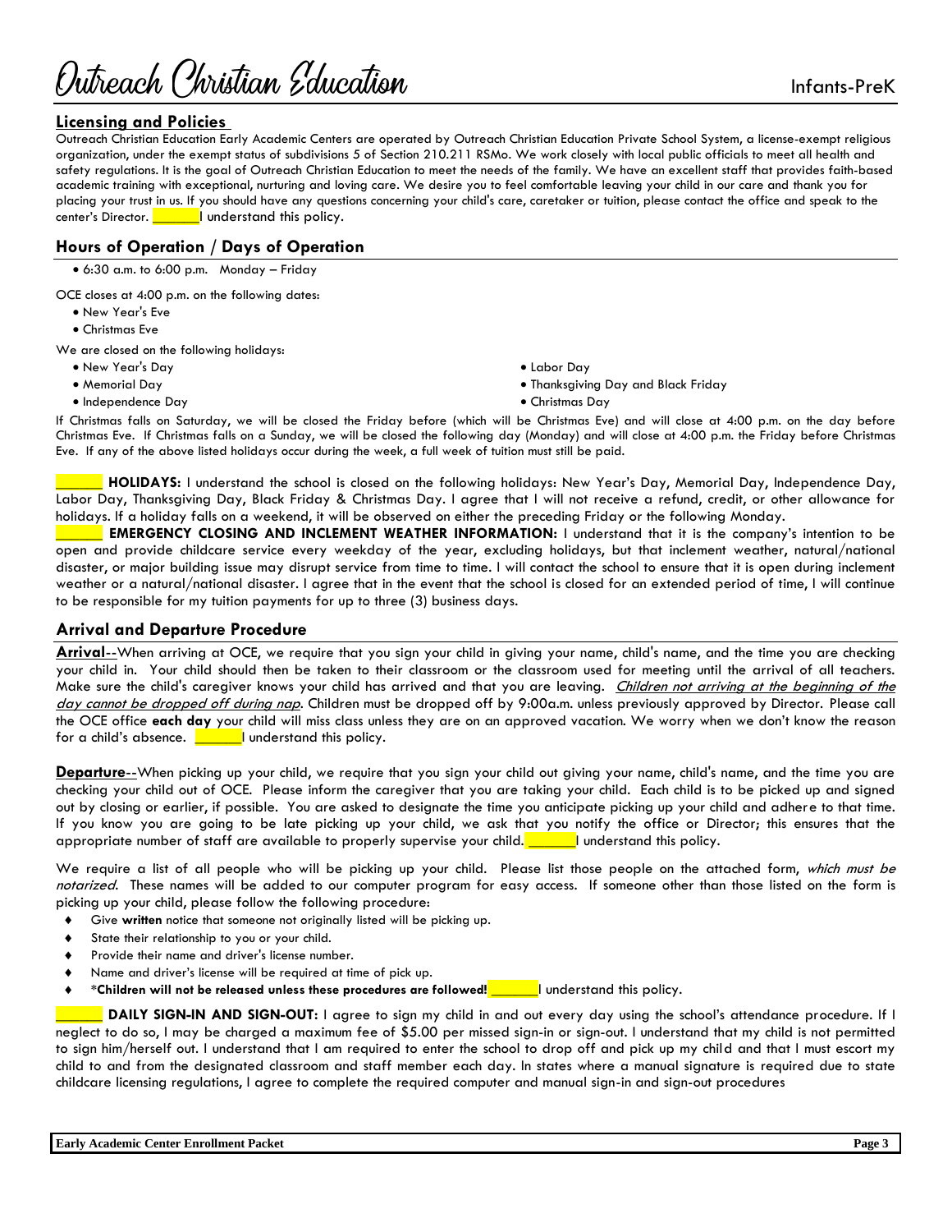## Licensing and Policies

Outreach Christian Education Early Academic Centers are operated by Outreach Christian Education Private School System, a license-exempt religious organization, under the exempt status of subdivisions 5 of Section 210.211 RSMo. We work closely with local public officials to meet all health and safety regulations. It is the goal of Outreach Christian Education to meet the needs of the family. We have an excellent staff that provides faith-based academic training with exceptional, nurturing and loving care. We desire you to feel comfortable leaving your child in our care and thank you for placing your trust in us. If you should have any questions concerning your child's care, caretaker or tuition, please contact the office and speak to the center's Director. ______I understand this policy.

## Hours of Operation / Days of Operation

- 6:30 a.m. to 6:00 p.m. Monday – Friday

OCE closes at 4:00 p.m. on the following dates:

- New Year's Eve
- Christmas Eve

We are closed on the following holidays:

- New Year's Day
- Memorial Day
- Independence Day
- Labor Day
- Thanksgiving Day and Black Friday
- Christmas Day

If Christmas falls on Saturday, we will be closed the Friday before (which will be Christmas Eve) and will close at 4:00 p.m. on the day before Christmas Eve. If Christmas falls on a Sunday, we will be closed the following day (Monday) and will close at 4:00 p.m. the Friday before Christmas Eve. If any of the above listed holidays occur during the week, a full week of tuition must still be paid.

______ **HOLIDAYS:** I understand the school is closed on the following holidays: New Year's Day, Memorial Day, Independence Day, Labor Day, Thanksgiving Day, Black Friday & Christmas Day. I agree that I will not receive a refund, credit, or other allowance for holidays. If a holiday falls on a weekend, it will be observed on either the preceding Friday or the following Monday.

______ **EMERGENCY CLOSING AND INCLEMENT WEATHER INFORMATION:** I understand that it is the company's intention to be open and provide childcare service every weekday of the year, excluding holidays, but that inclement weather, natural/national disaster, or major building issue may disrupt service from time to time. I will contact the school to ensure that it is open during inclement weather or a natural/national disaster. I agree that in the event that the school is closed for an extended period of time, I will continue to be responsible for my tuition payments for up to three (3) business days.

## Arrival and Departure Procedure

**Arrival**--When arriving at OCE, we require that you sign your child in giving your name, child's name, and the time you are checking your child in. Your child should then be taken to their classroom or the classroom used for meeting until the arrival of all teachers. Make sure the child's caregiver knows your child has arrived and that you are leaving. ***Children not arriving at the beginning of the day cannot be dropped off during nap.*** Children must be dropped off by 9:00a.m. unless previously approved by Director. Please call the OCE office **each day** your child will miss class unless they are on an approved vacation. We worry when we don't know the reason for a child's absence. ______I understand this policy.

**Departure**--When picking up your child, we require that you sign your child out giving your name, child's name, and the time you are checking your child out of OCE. Please inform the caregiver that you are taking your child. Each child is to be picked up and signed out by closing or earlier, if possible. You are asked to designate the time you anticipate picking up your child and adhere to that time. If you know you are going to be late picking up your child, we ask that you notify the office or Director; this ensures that the appropriate number of staff are available to properly supervise your child. ______I understand this policy.

We require a list of all people who will be picking up your child. Please list those people on the attached form, *which must be notarized*. These names will be added to our computer program for easy access. If someone other than those listed on the form is picking up your child, please follow the following procedure:

- Give **written** notice that someone not originally listed will be picking up.
- State their relationship to you or your child.
- Provide their name and driver's license number.
- Name and driver's license will be required at time of pick up.
- ***Children will not be released unless these procedures are followed!** ______I understand this policy.

______ **DAILY SIGN-IN AND SIGN-OUT:** I agree to sign my child in and out every day using the school's attendance procedure. If I neglect to do so, I may be charged a maximum fee of $5.00 per missed sign-in or sign-out. I understand that my child is not permitted to sign him/herself out. I understand that I am required to enter the school to drop off and pick up my child and that I must escort my child to and from the designated classroom and staff member each day. In states where a manual signature is required due to state childcare licensing regulations, I agree to complete the required computer and manual sign-in and sign-out procedures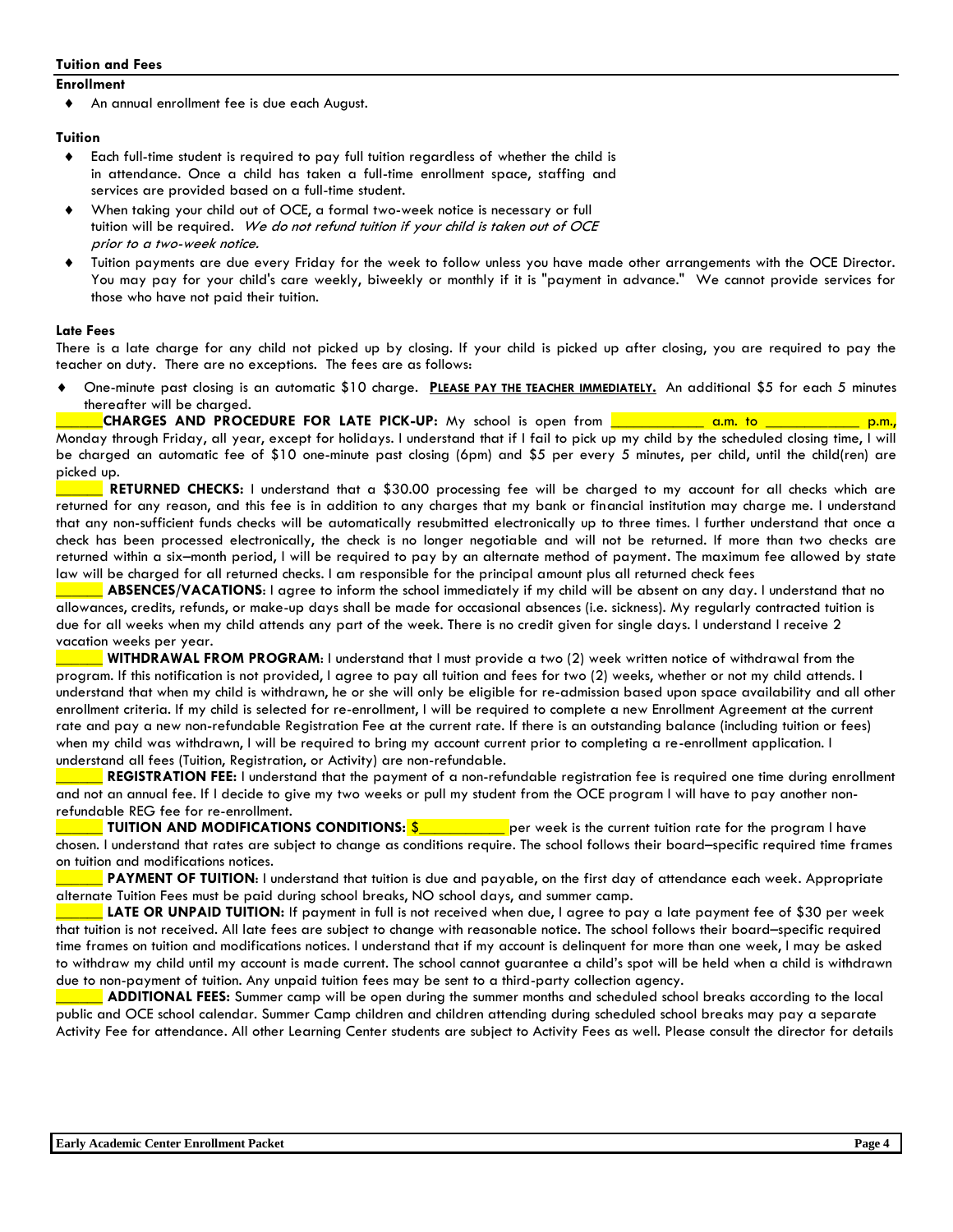## Tuition and Fees

### Enrollment

- An annual enrollment fee is due each August.

### Tuition

- Each full-time student is required to pay full tuition regardless of whether the child is in attendance. Once a child has taken a full-time enrollment space, staffing and services are provided based on a full-time student.
- When taking your child out of OCE, a formal two-week notice is necessary or full tuition will be required. *We do not refund tuition if your child is taken out of OCE prior to a two-week notice.*
- Tuition payments are due every Friday for the week to follow unless you have made other arrangements with the OCE Director. You may pay for your child's care weekly, biweekly or monthly if it is "payment in advance." We cannot provide services for those who have not paid their tuition.

### Late Fees

There is a late charge for any child not picked up by closing. If your child is picked up after closing, you are required to pay the teacher on duty. There are no exceptions. The fees are as follows:

- One-minute past closing is an automatic $10 charge. **PLEASE PAY THE TEACHER IMMEDIATELY.** An additional $5 for each 5 minutes thereafter will be charged.

______**CHARGES AND PROCEDURE FOR LATE PICK-UP:** My school is open from ____________ a.m. to ____________ p.m., Monday through Friday, all year, except for holidays. I understand that if I fail to pick up my child by the scheduled closing time, I will be charged an automatic fee of $10 one-minute past closing (6pm) and $5 per every 5 minutes, per child, until the child(ren) are picked up.

______ **RETURNED CHECKS:** I understand that a $30.00 processing fee will be charged to my account for all checks which are returned for any reason, and this fee is in addition to any charges that my bank or financial institution may charge me. I understand that any non-sufficient funds checks will be automatically resubmitted electronically up to three times. I further understand that once a check has been processed electronically, the check is no longer negotiable and will not be returned. If more than two checks are returned within a six–month period, I will be required to pay by an alternate method of payment. The maximum fee allowed by state law will be charged for all returned checks. I am responsible for the principal amount plus all returned check fees

______ **ABSENCES/VACATIONS**: I agree to inform the school immediately if my child will be absent on any day. I understand that no allowances, credits, refunds, or make-up days shall be made for occasional absences (i.e. sickness). My regularly contracted tuition is due for all weeks when my child attends any part of the week. There is no credit given for single days. I understand I receive 2 vacation weeks per year.

______ **WITHDRAWAL FROM PROGRAM**: I understand that I must provide a two (2) week written notice of withdrawal from the program. If this notification is not provided, I agree to pay all tuition and fees for two (2) weeks, whether or not my child attends. I understand that when my child is withdrawn, he or she will only be eligible for re-admission based upon space availability and all other enrollment criteria. If my child is selected for re-enrollment, I will be required to complete a new Enrollment Agreement at the current rate and pay a new non-refundable Registration Fee at the current rate. If there is an outstanding balance (including tuition or fees) when my child was withdrawn, I will be required to bring my account current prior to completing a re-enrollment application. I understand all fees (Tuition, Registration, or Activity) are non-refundable.

______ **REGISTRATION FEE:** I understand that the payment of a non-refundable registration fee is required one time during enrollment and not an annual fee. If I decide to give my two weeks or pull my student from the OCE program I will have to pay another non-refundable REG fee for re-enrollment.

______ **TUITION AND MODIFICATIONS CONDITIONS:** $__________ per week is the current tuition rate for the program I have chosen. I understand that rates are subject to change as conditions require. The school follows their board–specific required time frames on tuition and modifications notices.

______ **PAYMENT OF TUITION**: I understand that tuition is due and payable, on the first day of attendance each week. Appropriate alternate Tuition Fees must be paid during school breaks, NO school days, and summer camp.

______ **LATE OR UNPAID TUITION**: If payment in full is not received when due, I agree to pay a late payment fee of $30 per week that tuition is not received. All late fees are subject to change with reasonable notice. The school follows their board–specific required time frames on tuition and modifications notices. I understand that if my account is delinquent for more than one week, I may be asked to withdraw my child until my account is made current. The school cannot guarantee a child's spot will be held when a child is withdrawn due to non-payment of tuition. Any unpaid tuition fees may be sent to a third-party collection agency.

______ **ADDITIONAL FEES:** Summer camp will be open during the summer months and scheduled school breaks according to the local public and OCE school calendar. Summer Camp children and children attending during scheduled school breaks may pay a separate Activity Fee for attendance. All other Learning Center students are subject to Activity Fees as well. Please consult the director for details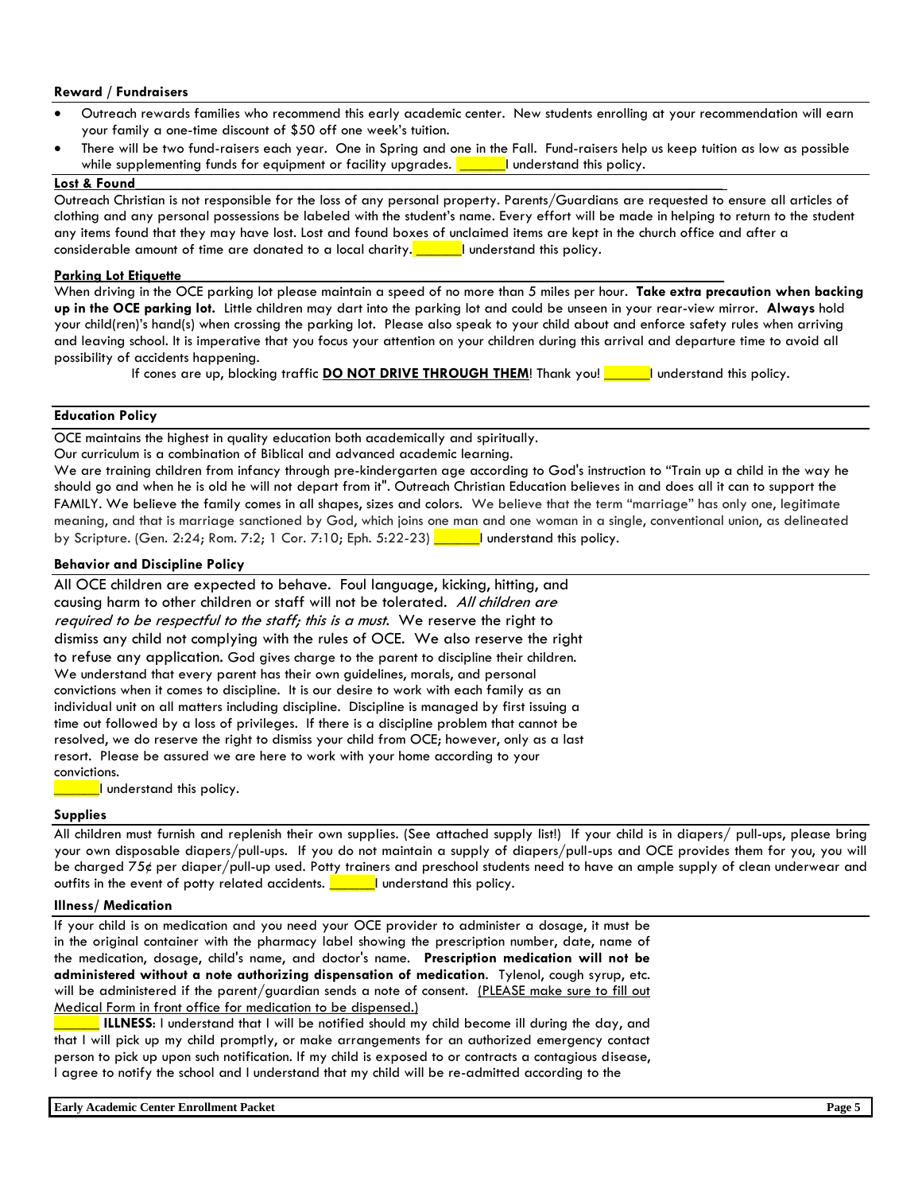### Reward / Fundraisers

- Outreach rewards families who recommend this early academic center. New students enrolling at your recommendation will earn your family a one-time discount of $50 off one week's tuition.
- There will be two fund-raisers each year. One in Spring and one in the Fall. Fund-raisers help us keep tuition as low as possible while supplementing funds for equipment or facility upgrades. ______I understand this policy.

### Lost & Found

Outreach Christian is not responsible for the loss of any personal property. Parents/Guardians are requested to ensure all articles of clothing and any personal possessions be labeled with the student's name. Every effort will be made in helping to return to the student any items found that they may have lost. Lost and found boxes of unclaimed items are kept in the church office and after a considerable amount of time are donated to a local charity. ______I understand this policy.

### Parking Lot Etiquette

When driving in the OCE parking lot please maintain a speed of no more than 5 miles per hour. **Take extra precaution when backing up in the OCE parking lot.** Little children may dart into the parking lot and could be unseen in your rear-view mirror. **Always** hold your child(ren)'s hand(s) when crossing the parking lot. Please also speak to your child about and enforce safety rules when arriving and leaving school. It is imperative that you focus your attention on your children during this arrival and departure time to avoid all possibility of accidents happening.

If cones are up, blocking traffic **DO NOT DRIVE THROUGH THEM**! Thank you! ______I understand this policy.

### Education Policy

OCE maintains the highest in quality education both academically and spiritually.

Our curriculum is a combination of Biblical and advanced academic learning.

We are training children from infancy through pre-kindergarten age according to God's instruction to "Train up a child in the way he should go and when he is old he will not depart from it". Outreach Christian Education believes in and does all it can to support the FAMILY. We believe the family comes in all shapes, sizes and colors. We believe that the term "marriage" has only one, legitimate meaning, and that is marriage sanctioned by God, which joins one man and one woman in a single, conventional union, as delineated by Scripture. (Gen. 2:24; Rom. 7:2; 1 Cor. 7:10; Eph. 5:22-23) ______I understand this policy.

### Behavior and Discipline Policy

All OCE children are expected to behave. Foul language, kicking, hitting, and causing harm to other children or staff will not be tolerated. *All children are required to be respectful to the staff; this is a must.* We reserve the right to dismiss any child not complying with the rules of OCE. We also reserve the right to refuse any application. God gives charge to the parent to discipline their children. We understand that every parent has their own guidelines, morals, and personal convictions when it comes to discipline. It is our desire to work with each family as an individual unit on all matters including discipline. Discipline is managed by first issuing a time out followed by a loss of privileges. If there is a discipline problem that cannot be resolved, we do reserve the right to dismiss your child from OCE; however, only as a last resort. Please be assured we are here to work with your home according to your convictions.

______I understand this policy.

### Supplies

All children must furnish and replenish their own supplies. (See attached supply list!) If your child is in diapers/ pull-ups, please bring your own disposable diapers/pull-ups. If you do not maintain a supply of diapers/pull-ups and OCE provides them for you, you will be charged 75¢ per diaper/pull-up used. Potty trainers and preschool students need to have an ample supply of clean underwear and outfits in the event of potty related accidents. ______I understand this policy.

### Illness/ Medication

If your child is on medication and you need your OCE provider to administer a dosage, it must be in the original container with the pharmacy label showing the prescription number, date, name of the medication, dosage, child's name, and doctor's name. **Prescription medication will not be administered without a note authorizing dispensation of medication**. Tylenol, cough syrup, etc. will be administered if the parent/guardian sends a note of consent. <u>(PLEASE make sure to fill out Medical Form in front office for medication to be dispensed.)</u>

______ **ILLNESS**: I understand that I will be notified should my child become ill during the day, and that I will pick up my child promptly, or make arrangements for an authorized emergency contact person to pick up upon such notification. If my child is exposed to or contracts a contagious disease, I agree to notify the school and I understand that my child will be re-admitted according to the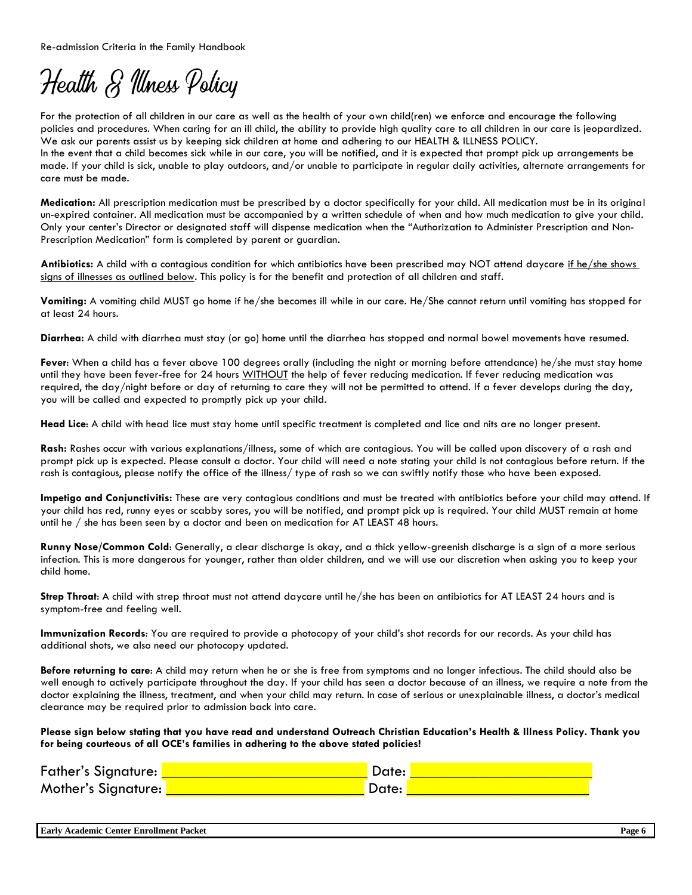Re-admission Criteria in the Family Handbook

# Health & Illness Policy

For the protection of all children in our care as well as the health of your own child(ren) we enforce and encourage the following policies and procedures. When caring for an ill child, the ability to provide high quality care to all children in our care is jeopardized. We ask our parents assist us by keeping sick children at home and adhering to our HEALTH & ILLNESS POLICY.
In the event that a child becomes sick while in our care, you will be notified, and it is expected that prompt pick up arrangements be made. If your child is sick, unable to play outdoors, and/or unable to participate in regular daily activities, alternate arrangements for care must be made.

**Medication:** All prescription medication must be prescribed by a doctor specifically for your child. All medication must be in its original un-expired container. All medication must be accompanied by a written schedule of when and how much medication to give your child. Only your center's Director or designated staff will dispense medication when the "Authorization to Administer Prescription and Non-Prescription Medication" form is completed by parent or guardian.

**Antibiotics:** A child with a contagious condition for which antibiotics have been prescribed may NOT attend daycare if he/she shows signs of illnesses as outlined below. This policy is for the benefit and protection of all children and staff.

**Vomiting:** A vomiting child MUST go home if he/she becomes ill while in our care. He/She cannot return until vomiting has stopped for at least 24 hours.

**Diarrhea:** A child with diarrhea must stay (or go) home until the diarrhea has stopped and normal bowel movements have resumed.

**Fever**: When a child has a fever above 100 degrees orally (including the night or morning before attendance) he/she must stay home until they have been fever-free for 24 hours WITHOUT the help of fever reducing medication. If fever reducing medication was required, the day/night before or day of returning to care they will not be permitted to attend. If a fever develops during the day, you will be called and expected to promptly pick up your child.

**Head Lice**: A child with head lice must stay home until specific treatment is completed and lice and nits are no longer present.

**Rash:** Rashes occur with various explanations/illness, some of which are contagious. You will be called upon discovery of a rash and prompt pick up is expected. Please consult a doctor. Your child will need a note stating your child is not contagious before return. If the rash is contagious, please notify the office of the illness/ type of rash so we can swiftly notify those who have been exposed.

**Impetigo and Conjunctivitis:** These are very contagious conditions and must be treated with antibiotics before your child may attend. If your child has red, runny eyes or scabby sores, you will be notified, and prompt pick up is required. Your child MUST remain at home until he / she has been seen by a doctor and been on medication for AT LEAST 48 hours.

**Runny Nose/Common Cold**: Generally, a clear discharge is okay, and a thick yellow-greenish discharge is a sign of a more serious infection. This is more dangerous for younger, rather than older children, and we will use our discretion when asking you to keep your child home.

**Strep Throat**: A child with strep throat must not attend daycare until he/she has been on antibiotics for AT LEAST 24 hours and is symptom-free and feeling well.

**Immunization Records**: You are required to provide a photocopy of your child's shot records for our records. As your child has additional shots, we also need our photocopy updated.

**Before returning to care**: A child may return when he or she is free from symptoms and no longer infectious. The child should also be well enough to actively participate throughout the day. If your child has seen a doctor because of an illness, we require a note from the doctor explaining the illness, treatment, and when your child may return. In case of serious or unexplainable illness, a doctor's medical clearance may be required prior to admission back into care.

**Please sign below stating that you have read and understand Outreach Christian Education's Health & Illness Policy. Thank you for being courteous of all OCE's families in adhering to the above stated policies!**

Father's Signature: ____________________________ Date: ________________________

Mother's Signature: ____________________________ Date: ________________________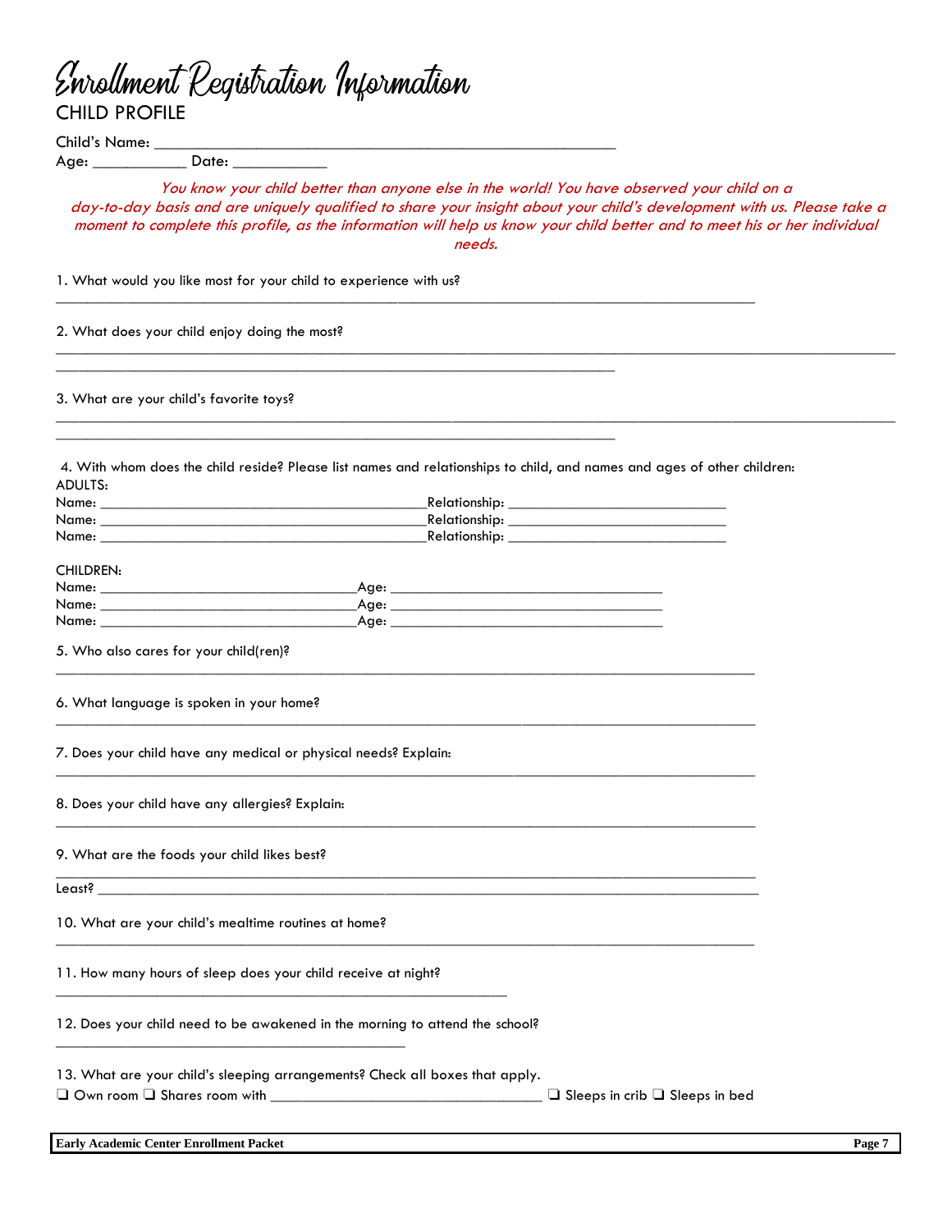# Enrollment Registration Information

## CHILD PROFILE

Child's Name: ______________________________________________________

Age: ___________ Date: ___________

*You know your child better than anyone else in the world! You have observed your child on a day-to-day basis and are uniquely qualified to share your insight about your child's development with us. Please take a moment to complete this profile, as the information will help us know your child better and to meet his or her individual needs.*

1. What would you like most for your child to experience with us?

_____________________________________________________________________________

2. What does your child enjoy doing the most?

_____________________________________________________________________________

_____________________________________________________________________________

3. What are your child's favorite toys?

_____________________________________________________________________________

_____________________________________________________________________________

4. With whom does the child reside? Please list names and relationships to child, and names and ages of other children:

ADULTS:

Name: ________________________________________Relationship: ___________________________

Name: ________________________________________Relationship: ___________________________

Name: ________________________________________Relationship: ___________________________

CHILDREN:

Name: ________________________________Age: __________________________________

Name: ________________________________Age: __________________________________

Name: ________________________________Age: __________________________________

5. Who also cares for your child(ren)?

_____________________________________________________________________________

6. What language is spoken in your home?

_____________________________________________________________________________

7. Does your child have any medical or physical needs? Explain:

_____________________________________________________________________________

8. Does your child have any allergies? Explain:

_____________________________________________________________________________

9. What are the foods your child likes best?

_____________________________________________________________________________

Least? _______________________________________________________________________

10. What are your child's mealtime routines at home?

_____________________________________________________________________________

11. How many hours of sleep does your child receive at night?

_____________________________________________________

12. Does your child need to be awakened in the morning to attend the school?

_________________________________________

13. What are your child's sleeping arrangements? Check all boxes that apply.

❑ Own room ❑ Shares room with _________________________________ ❑ Sleeps in crib ❑ Sleeps in bed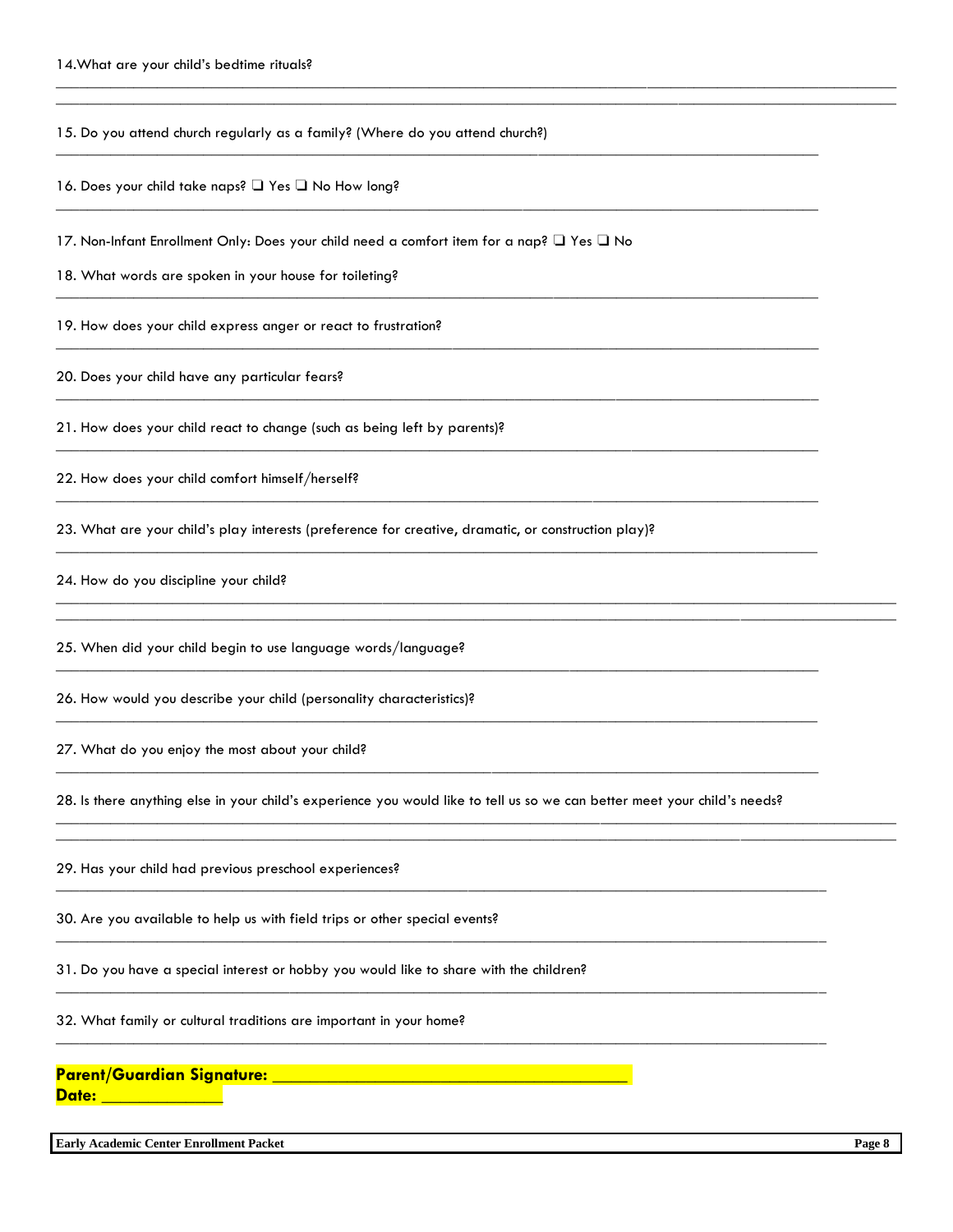14.What are your child's bedtime rituals?

______________________________________________________________________________________________

______________________________________________________________________________________________

15. Do you attend church regularly as a family? (Where do you attend church?)

______________________________________________________________________________________

16. Does your child take naps? ❑ Yes ❑ No How long?

______________________________________________________________________________________

17. Non-Infant Enrollment Only: Does your child need a comfort item for a nap? ❑ Yes ❑ No

18. What words are spoken in your house for toileting?

______________________________________________________________________________________

19. How does your child express anger or react to frustration?

______________________________________________________________________________________

20. Does your child have any particular fears?

______________________________________________________________________________________

21. How does your child react to change (such as being left by parents)?

______________________________________________________________________________________

22. How does your child comfort himself/herself?

______________________________________________________________________________________

23. What are your child's play interests (preference for creative, dramatic, or construction play)?

______________________________________________________________________________________

24. How do you discipline your child?

______________________________________________________________________________________________

______________________________________________________________________________________________

25. When did your child begin to use language words/language?

______________________________________________________________________________________

26. How would you describe your child (personality characteristics)?

______________________________________________________________________________________

27. What do you enjoy the most about your child?

______________________________________________________________________________________

28. Is there anything else in your child's experience you would like to tell us so we can better meet your child's needs?

______________________________________________________________________________________________

______________________________________________________________________________________________

29. Has your child had previous preschool experiences?

______________________________________________________________________________________

30. Are you available to help us with field trips or other special events?

______________________________________________________________________________________

31. Do you have a special interest or hobby you would like to share with the children?

______________________________________________________________________________________

32. What family or cultural traditions are important in your home?

______________________________________________________________________________________

**Parent/Guardian Signature: ________________________________________**
**Date: ____________**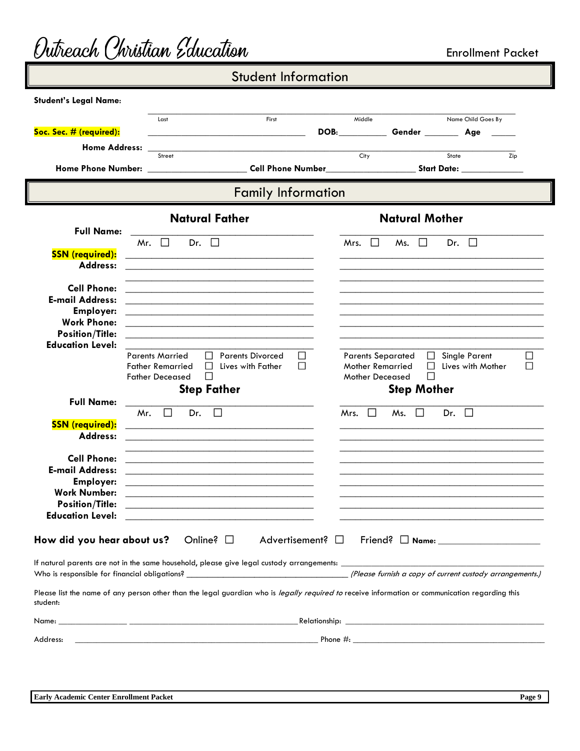Outreach Christian Education

Enrollment Packet

## Student Information

**Student's Legal Name:** ______________________________________________

Last | First | Middle | Name Child Goes By

**Soc. Sec. # (required):** ______________________ **DOB:** __________ **Gender** _______ **Age** _____

**Home Address:** ______________________________________________

Street | City | State | Zip

**Home Phone Number:** ____________________ **Cell Phone Number** __________________ **Start Date:** _____________

## Family Information

| | Natural Father | Natural Mother |
|---|---|---|
| **Full Name:** | ______________________ Mr. ☐ Dr. ☐ | ______________________ Mrs. ☐ Ms. ☐ Dr. ☐ |
| **SSN (required):** | ______________________ | ______________________ |
| **Address:** | ______________________ ______________________ | ______________________ ______________________ |
| **Cell Phone:** | ______________________ | ______________________ |
| **E-mail Address:** | ______________________ | ______________________ |
| **Employer:** | ______________________ | ______________________ |
| **Work Phone:** | ______________________ | ______________________ |
| **Position/Title:** | ______________________ | ______________________ |
| **Education Level:** | ______________________ | ______________________ |

Parents Married ☐ Parents Divorced ☐ Parents Separated ☐ Single Parent ☐

Father Remarried ☐ Lives with Father ☐ Mother Remarried ☐ Lives with Mother ☐

Father Deceased ☐ Mother Deceased ☐

| | Step Father | Step Mother |
|---|---|---|
| **Full Name:** | ______________________ Mr. ☐ Dr. ☐ | ______________________ Mrs. ☐ Ms. ☐ Dr. ☐ |
| **SSN (required):** | ______________________ | ______________________ |
| **Address:** | ______________________ ______________________ | ______________________ ______________________ |
| **Cell Phone:** | ______________________ | ______________________ |
| **E-mail Address:** | ______________________ | ______________________ |
| **Employer:** | ______________________ | ______________________ |
| **Work Number:** | ______________________ | ______________________ |
| **Position/Title:** | ______________________ | ______________________ |
| **Education Level:** | ______________________ | ______________________ |

**How did you hear about us?** Online? ☐ Advertisement? ☐ Friend? ☐ **Name:** ____________________

If natural parents are not in the same household, please give legal custody arrangements: ______________________________

Who is responsible for financial obligations? ______________________________ *(Please furnish a copy of current custody arrangements.)*

Please list the name of any person other than the legal guardian who is *legally required to* receive information or communication regarding this student:

Name: ______________ ______________________________ Relationship: ______________________________

Address: ______________________________________________ Phone #: ______________________________

Early Academic Center Enrollment Packet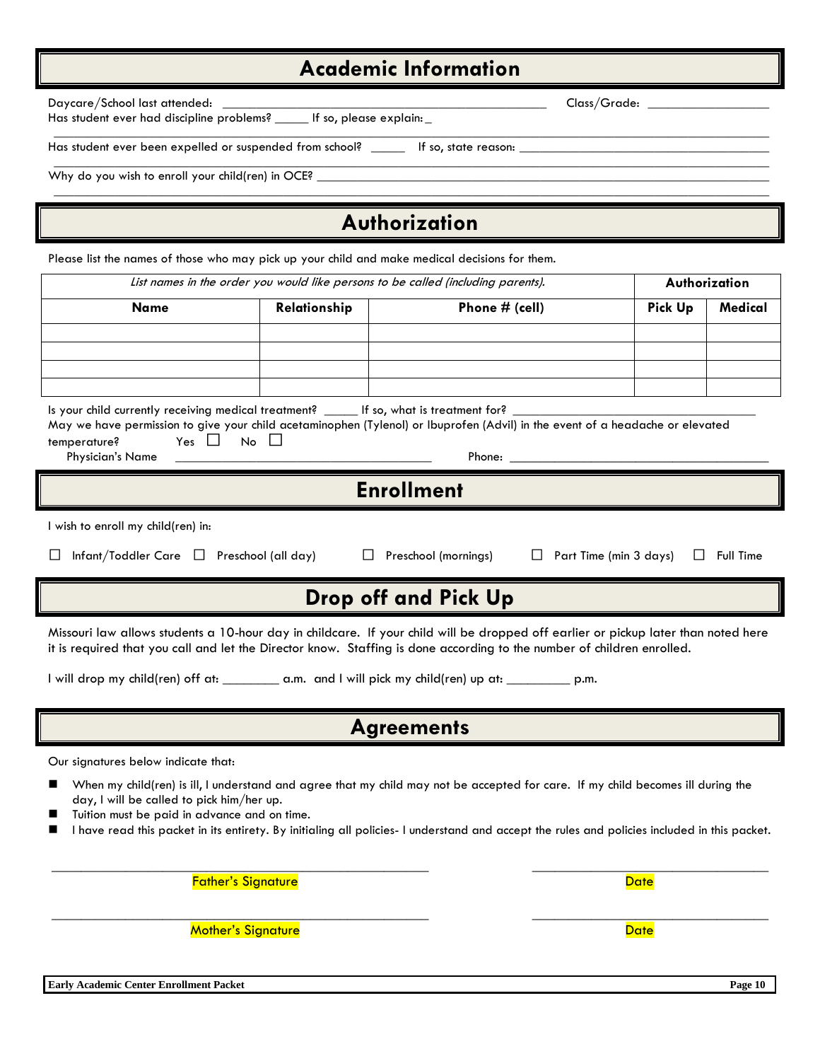## Academic Information

Daycare/School last attended: ______________________________________________ Class/Grade: __________________

Has student ever had discipline problems? _____ If so, please explain: _

_____________________________________________________________________________________________

Has student ever been expelled or suspended from school? _____ If so, state reason: ___________________________________

_____________________________________________________________________________________________

Why do you wish to enroll your child(ren) in OCE? _______________________________________________________________

_____________________________________________________________________________________________

## Authorization

Please list the names of those who may pick up your child and make medical decisions for them.

| *List names in the order you would like persons to be called (including parents).* | | | **Authorization** | |
|---|---|---|---|---|
| **Name** | **Relationship** | **Phone # (cell)** | **Pick Up** | **Medical** |
| | | | | |
| | | | | |
| | | | | |
| | | | | |

Is your child currently receiving medical treatment? _____ If so, what is treatment for? ____________________________________

May we have permission to give your child acetaminophen (Tylenol) or Ibuprofen (Advil) in the event of a headache or elevated temperature? Yes ☐ No ☐

Physician's Name ________________________________________ Phone: ________________________________________

## Enrollment

I wish to enroll my child(ren) in:

☐ Infant/Toddler Care ☐ Preschool (all day) ☐ Preschool (mornings) ☐ Part Time (min 3 days) ☐ Full Time

## Drop off and Pick Up

Missouri law allows students a 10-hour day in childcare. If your child will be dropped off earlier or pickup later than noted here it is required that you call and let the Director know. Staffing is done according to the number of children enrolled.

I will drop my child(ren) off at: ________ a.m. and I will pick my child(ren) up at: _________ p.m.

## Agreements

Our signatures below indicate that:

- When my child(ren) is ill, I understand and agree that my child may not be accepted for care. If my child becomes ill during the day, I will be called to pick him/her up.
- Tuition must be paid in advance and on time.
- I have read this packet in its entirety. By initialing all policies- I understand and accept the rules and policies included in this packet.

_______________________________________________ _______________________________

Father's Signature Date

_______________________________________________ _______________________________

Mother's Signature Date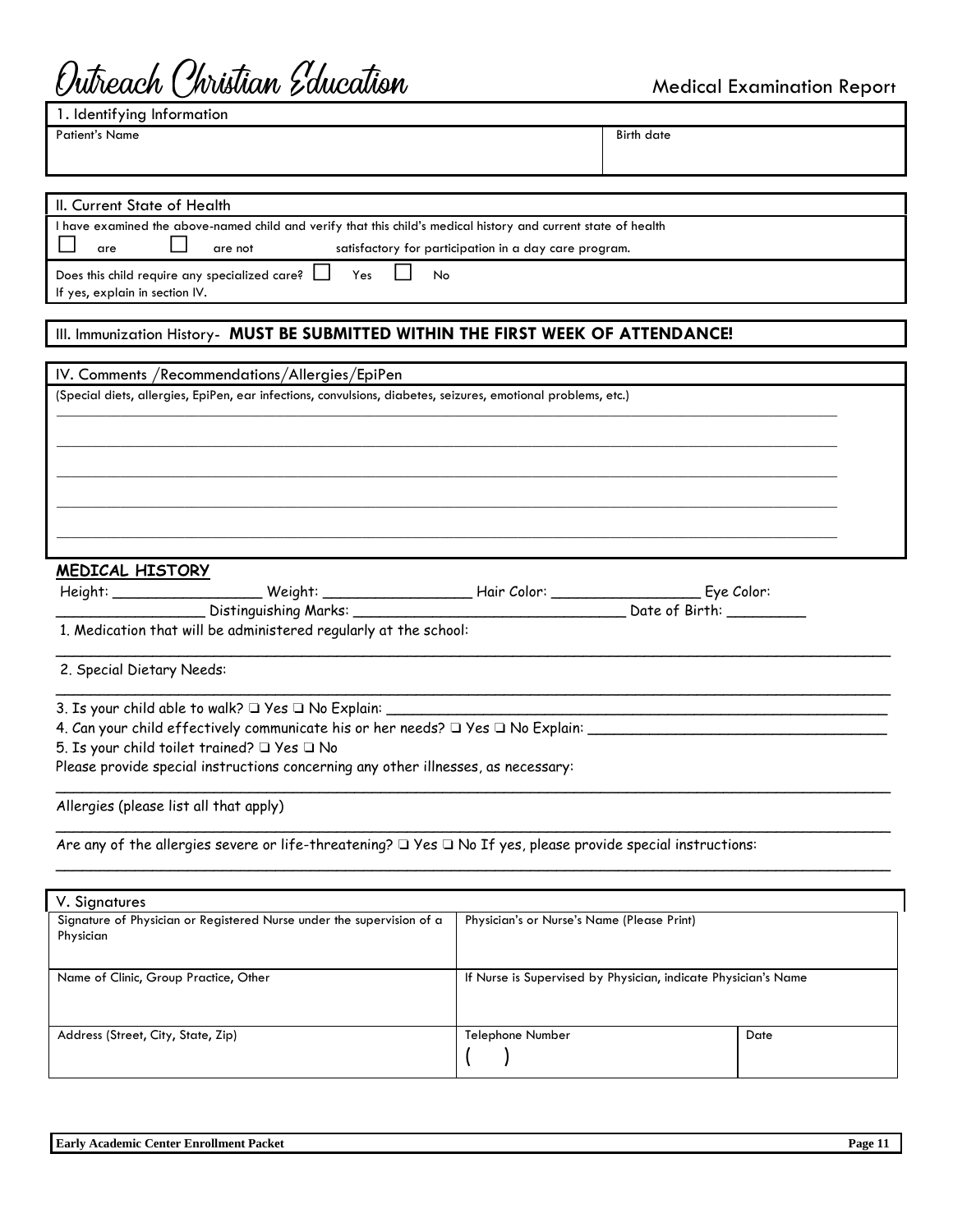# Outreach Christian Education

Medical Examination Report

| 1. Identifying Information | |
|---|---|
| Patient's Name | Birth date |

| II. Current State of Health |
|---|
| I have examined the above-named child and verify that this child's medical history and current state of health |
| ☐ are ☐ are not satisfactory for participation in a day care program. |
| Does this child require any specialized care? ☐ Yes ☐ No<br>If yes, explain in section IV. |

III. Immunization History- **MUST BE SUBMITTED WITHIN THE FIRST WEEK OF ATTENDANCE!**

IV. Comments /Recommendations/Allergies/EpiPen

(Special diets, allergies, EpiPen, ear infections, convulsions, diabetes, seizures, emotional problems, etc.)

______________________________________________________________________________

______________________________________________________________________________

______________________________________________________________________________

______________________________________________________________________________

______________________________________________________________________________

## MEDICAL HISTORY

Height: _________________ Weight: _________________ Hair Color: _________________ Eye Color: _________________ Distinguishing Marks: _______________________________ Date of Birth: _________

1. Medication that will be administered regularly at the school:

______________________________________________________________________________

2. Special Dietary Needs:

______________________________________________________________________________

3. Is your child able to walk? ❑ Yes ❑ No Explain: ________________________________________

4. Can your child effectively communicate his or her needs? ❑ Yes ❑ No Explain: ______________________

5. Is your child toilet trained? ❑ Yes ❑ No

Please provide special instructions concerning any other illnesses, as necessary:

______________________________________________________________________________

Allergies (please list all that apply)

______________________________________________________________________________

Are any of the allergies severe or life-threatening? ❑ Yes ❑ No If yes, please provide special instructions:

______________________________________________________________________________

| V. Signatures | | |
|---|---|---|
| Signature of Physician or Registered Nurse under the supervision of a Physician | Physician's or Nurse's Name (Please Print) | |
| Name of Clinic, Group Practice, Other | If Nurse is Supervised by Physician, indicate Physician's Name | |
| Address (Street, City, State, Zip) | Telephone Number<br>( ) | Date |

**Early Academic Center Enrollment Packet**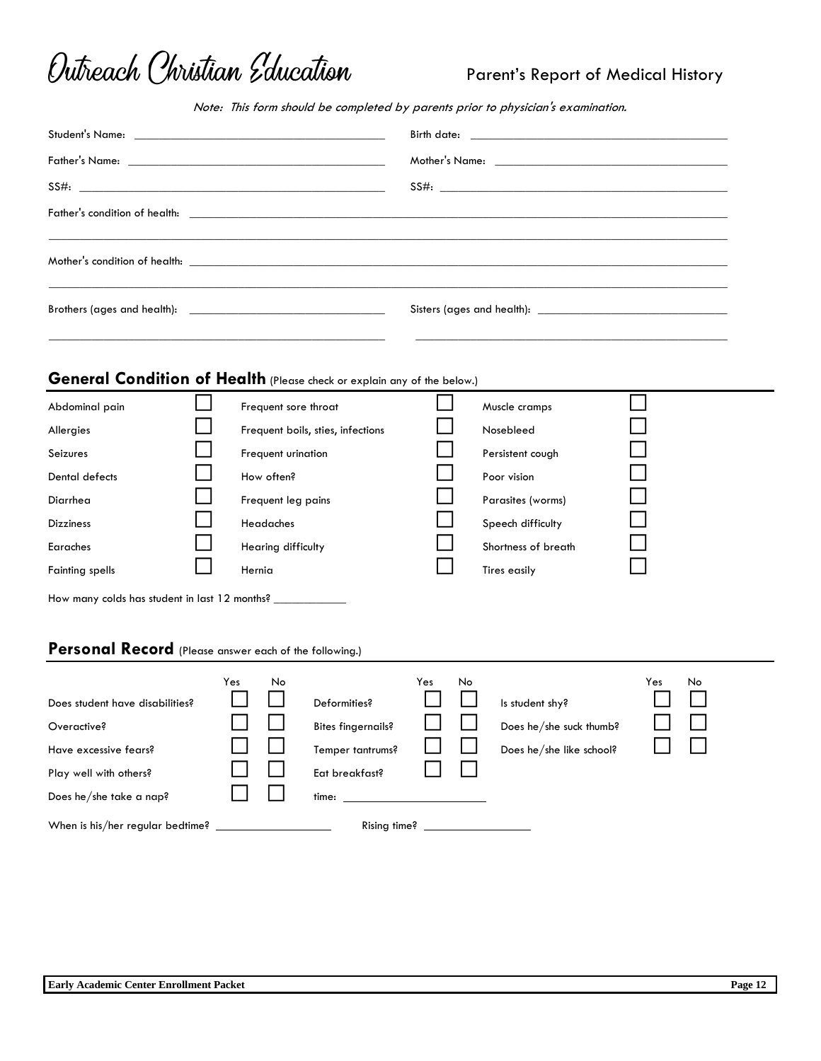# Outreach Christian Education

Parent's Report of Medical History

*Note: This form should be completed by parents prior to physician's examination.*

Student's Name: ______________________________ Birth date: ______________________________

Father's Name: ______________________________ Mother's Name: ______________________________

SS#: ______________________________ SS#: ______________________________

Father's condition of health: ____________________________________________________________

____________________________________________________________

Mother's condition of health: ____________________________________________________________

____________________________________________________________

Brothers (ages and health): ______________________________ Sisters (ages and health): ______________________________

______________________________ ______________________________

## General Condition of Health (Please check or explain any of the below.)

| | | | | | |
|---|---|---|---|---|---|
| Abdominal pain | ☐ | Frequent sore throat | ☐ | Muscle cramps | ☐ |
| Allergies | ☐ | Frequent boils, sties, infections | ☐ | Nosebleed | ☐ |
| Seizures | ☐ | Frequent urination | ☐ | Persistent cough | ☐ |
| Dental defects | ☐ | How often? | ☐ | Poor vision | ☐ |
| Diarrhea | ☐ | Frequent leg pains | ☐ | Parasites (worms) | ☐ |
| Dizziness | ☐ | Headaches | ☐ | Speech difficulty | ☐ |
| Earaches | ☐ | Hearing difficulty | ☐ | Shortness of breath | ☐ |
| Fainting spells | ☐ | Hernia | ☐ | Tires easily | ☐ |

How many colds has student in last 12 months? ____________

## Personal Record (Please answer each of the following.)

| | Yes | No | | Yes | No | | Yes | No |
|---|---|---|---|---|---|---|---|---|
| Does student have disabilities? | ☐ | ☐ | Deformities? | ☐ | ☐ | Is student shy? | ☐ | ☐ |
| Overactive? | ☐ | ☐ | Bites fingernails? | ☐ | ☐ | Does he/she suck thumb? | ☐ | ☐ |
| Have excessive fears? | ☐ | ☐ | Temper tantrums? | ☐ | ☐ | Does he/she like school? | ☐ | ☐ |
| Play well with others? | ☐ | ☐ | Eat breakfast? | ☐ | ☐ | | | |
| Does he/she take a nap? | ☐ | ☐ | time: ____________ | | | | | |

When is his/her regular bedtime? ____________ Rising time? ____________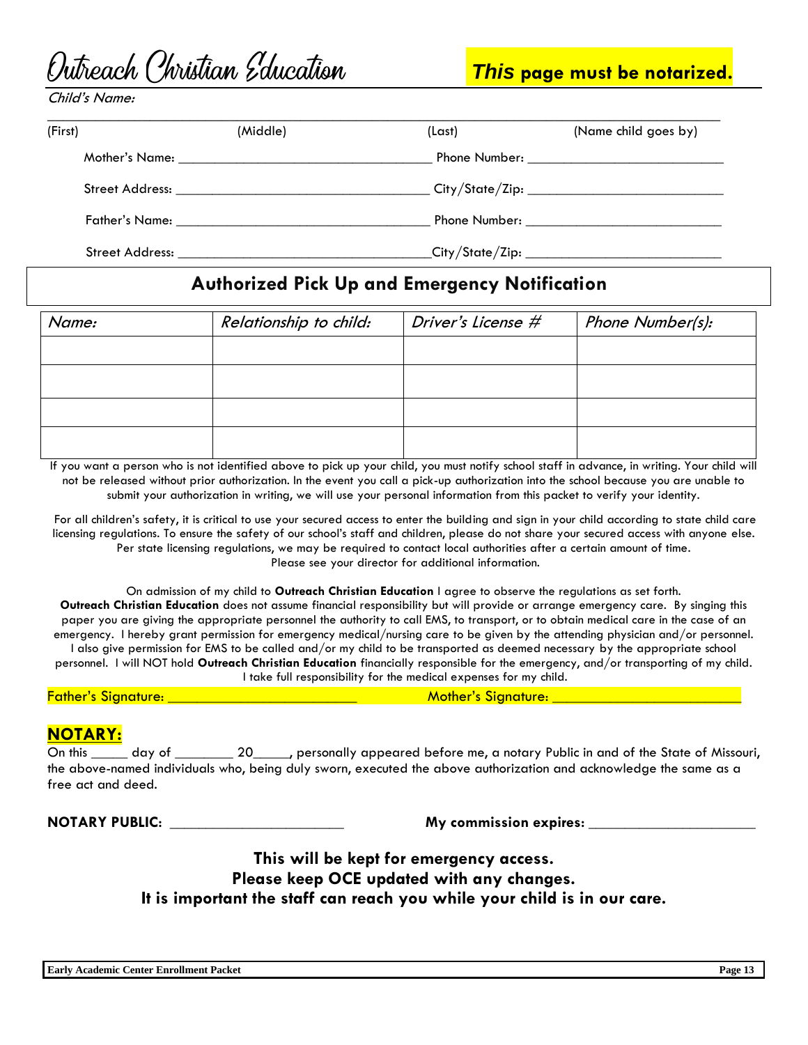# Outreach Christian Education

**This page must be notarized.**

*Child's Name:*

______________________________________________________________________________

(First) (Middle) (Last) (Name child goes by)

Mother's Name: ___________________________________ Phone Number: ___________________________

Street Address: ___________________________________ City/State/Zip: ___________________________

Father's Name: ___________________________________ Phone Number: ___________________________

Street Address: ___________________________________ City/State/Zip: ___________________________

## Authorized Pick Up and Emergency Notification

| *Name:* | *Relationship to child:* | *Driver's License #* | *Phone Number(s):* |
|---|---|---|---|
| | | | |
| | | | |
| | | | |
| | | | |

If you want a person who is not identified above to pick up your child, you must notify school staff in advance, in writing. Your child will not be released without prior authorization. In the event you call a pick-up authorization into the school because you are unable to submit your authorization in writing, we will use your personal information from this packet to verify your identity.

For all children's safety, it is critical to use your secured access to enter the building and sign in your child according to state child care licensing regulations. To ensure the safety of our school's staff and children, please do not share your secured access with anyone else. Per state licensing regulations, we may be required to contact local authorities after a certain amount of time. Please see your director for additional information.

On admission of my child to **Outreach Christian Education** I agree to observe the regulations as set forth. **Outreach Christian Education** does not assume financial responsibility but will provide or arrange emergency care. By singing this paper you are giving the appropriate personnel the authority to call EMS, to transport, or to obtain medical care in the case of an emergency. I hereby grant permission for emergency medical/nursing care to be given by the attending physician and/or personnel. I also give permission for EMS to be called and/or my child to be transported as deemed necessary by the appropriate school personnel. I will NOT hold **Outreach Christian Education** financially responsible for the emergency, and/or transporting of my child. I take full responsibility for the medical expenses for my child.

Father's Signature: _________________________ Mother's Signature: _________________________

## NOTARY:

On this _____ day of ________ 20_____, personally appeared before me, a notary Public in and of the State of Missouri, the above-named individuals who, being duly sworn, executed the above authorization and acknowledge the same as a free act and deed.

**NOTARY PUBLIC:** _______________________ **My commission expires:** ______________________

**This will be kept for emergency access.**
**Please keep OCE updated with any changes.**
**It is important the staff can reach you while your child is in our care.**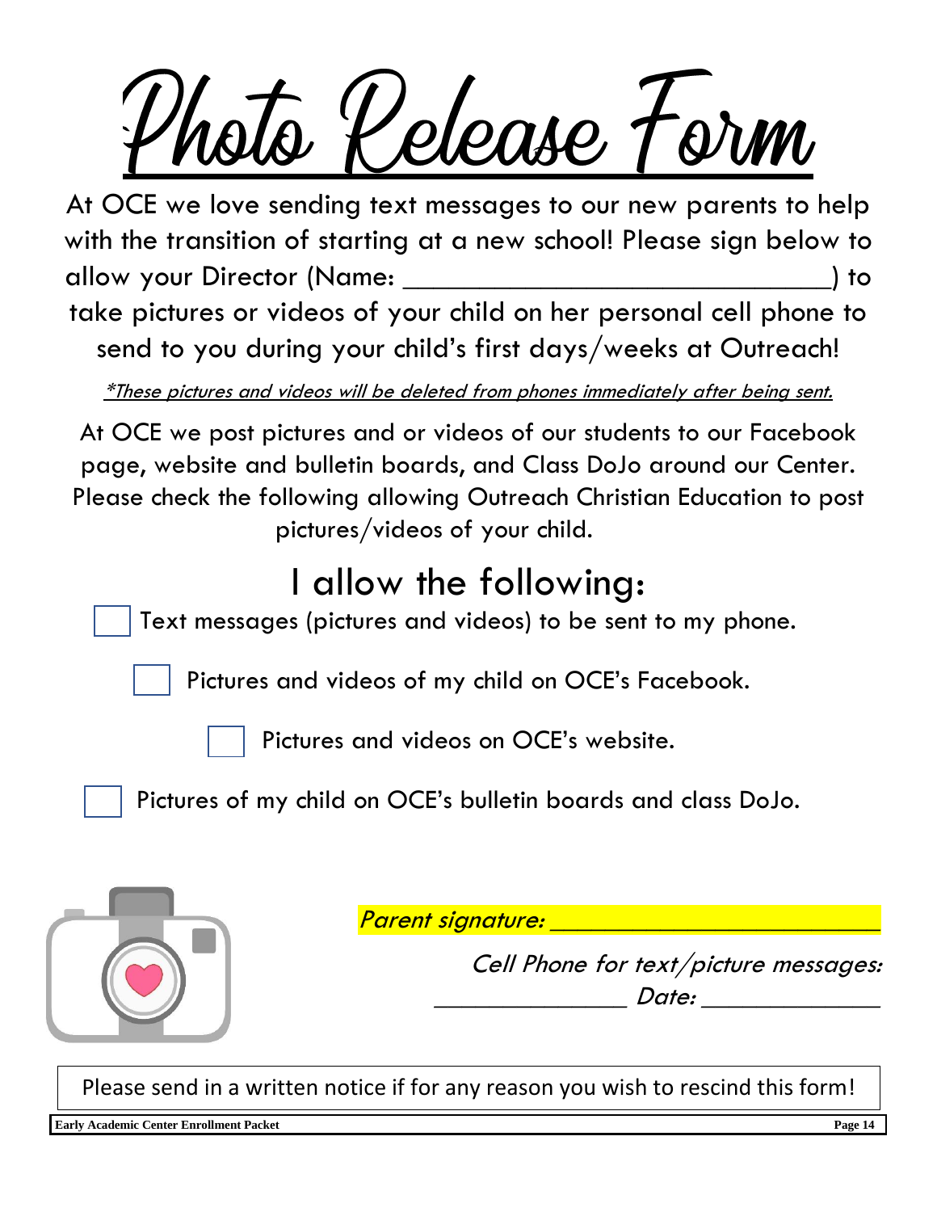# Photo Release Form

At OCE we love sending text messages to our new parents to help with the transition of starting at a new school! Please sign below to allow your Director (Name: ______________________________) to take pictures or videos of your child on her personal cell phone to send to you during your child's first days/weeks at Outreach!

*\*These pictures and videos will be deleted from phones immediately after being sent.*

At OCE we post pictures and or videos of our students to our Facebook page, website and bulletin boards, and Class DoJo around our Center. Please check the following allowing Outreach Christian Education to post pictures/videos of your child.

## I allow the following:

- ☐ Text messages (pictures and videos) to be sent to my phone.
- ☐ Pictures and videos of my child on OCE's Facebook.
- ☐ Pictures and videos on OCE's website.
- ☐ Pictures of my child on OCE's bulletin boards and class DoJo.

*Parent signature:* ___________________________

*Cell Phone for text/picture messages:* _______________ *Date:* ______________

Please send in a written notice if for any reason you wish to rescind this form!

**Early Academic Center Enrollment Packet**